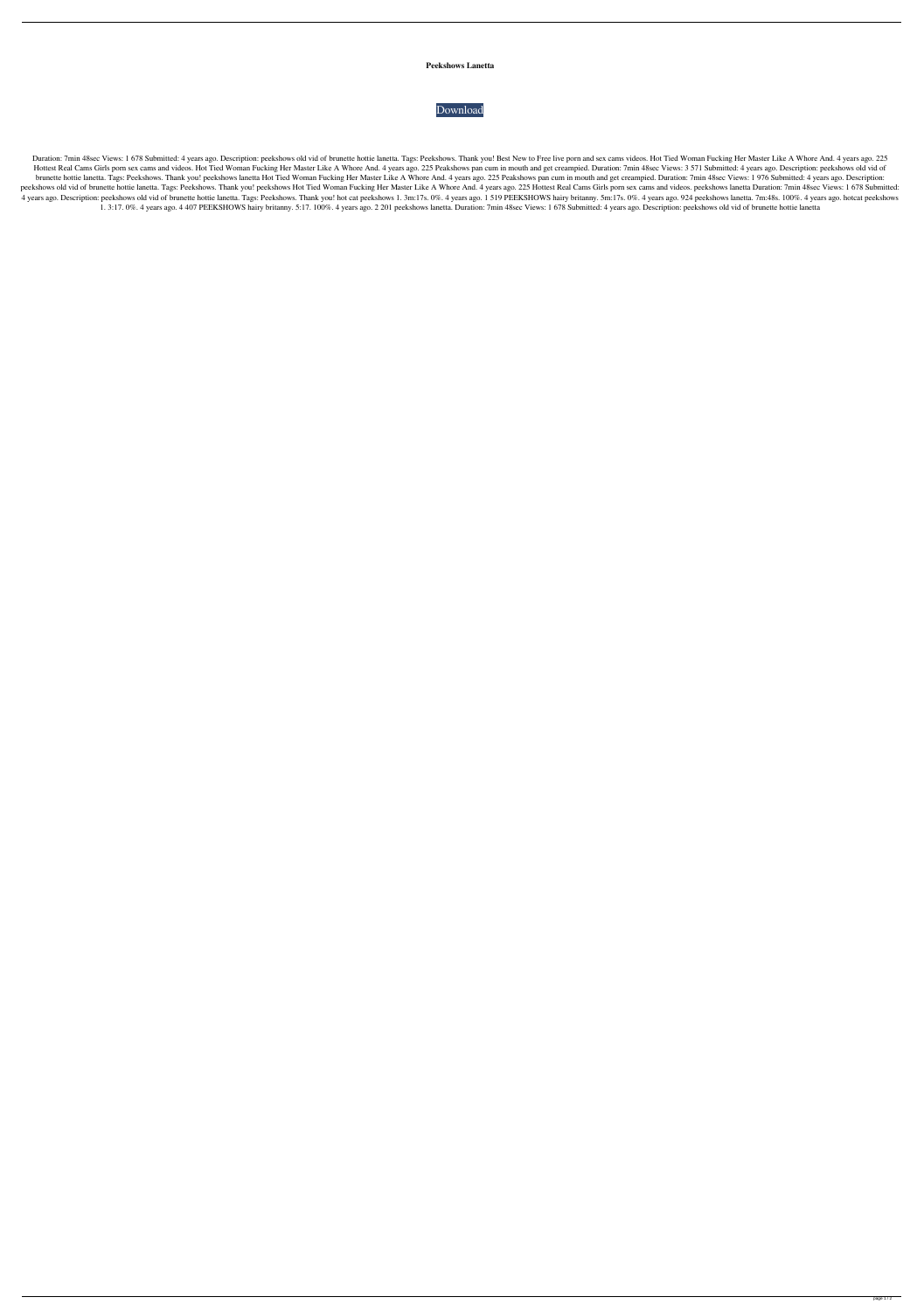**Peekshows Lanetta**

Download

Duration: 7min 48sec Views: 1 678 Submitted: 4 years ago. Description: peekshows old vid of brunette hottie lanetta. Tags: Peekshows. Thank you! Best New to Free live porn and sex cams videos. Hot Tied Woman Fucking Her Master Like A Whore And. 4 years ago. 225 Hottest Real Cams Girls porn sex cams and videos. Hot Tied Woman Fucking Her Master Like A Whore And. 4 years ago. 225 Peakshows pan cum in mouth and get creampied. Duration: 7min 48sec Views: 3 571 Submitted: 4 years ago. Description: peekshows old vid of brunette hottie lanetta. Tags: Peekshows. Thank you! peekshows lanetta Hot Tied Woman Fucking Her Master Like A Whore And. 4 years ago. 225 Peakshows pan cum in mouth and get creampied. Duration: 7min 48sec Views: 1 976 Submitted: 4 years ago. Description: peekshows old vid of brunette hottie lanetta. Tags: Peekshows. Thank you! peekshows Hot Tied Woman Fucking Her Master Like A Whore And. 4 years ago. 225 Hottest Real Cams Girls porn sex cams and videos. peekshows lanetta Duration: 7min 48sec Views: 1 678 Submitted: 4 years ago. Description: peekshows old vid of brunette hottie lanetta. Tags: Peekshows. Thank you! hot cat peekshows 1. 3m:17s. 0%. 4 years ago. 1 519 PEEKSHOWS hairy britanny. 5m:17s. 0%. 4 years ago. 924 peekshows lanetta. 7m:48s. 100%. 4 years ago. hotcat peekshows 1. 3:17. 0%. 4 years ago. 4 407 PEEKSHOWS hairy britanny. 5:17. 100%. 4 years ago. 2 201 peekshows lanetta. Duration: 7min 48sec Views: 1 678 Submitted: 4 years ago. Description: peekshows old vid of brunette hottie lanetta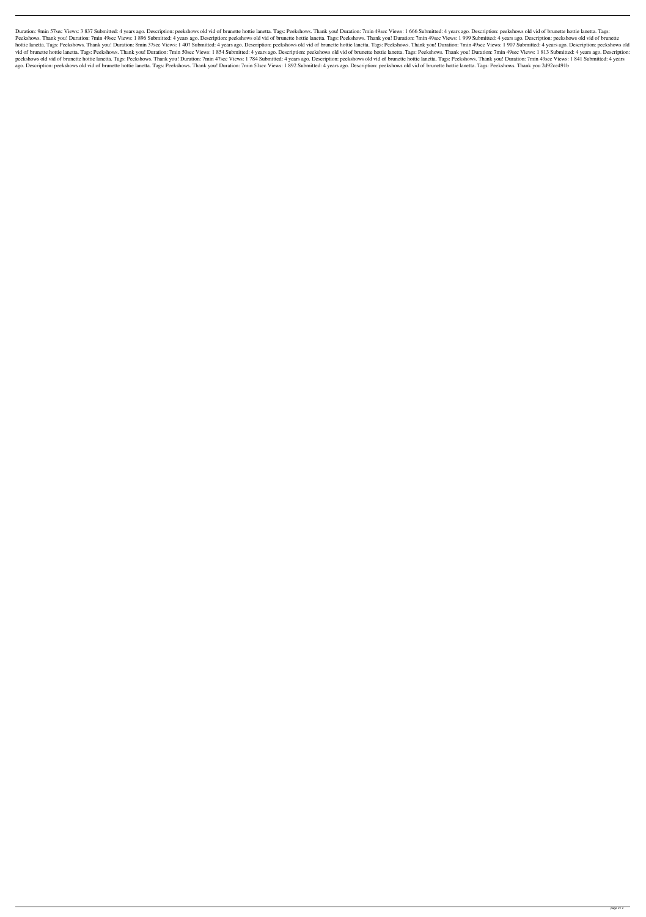Duration: 9min 57sec Views: 3 837 Submitted: 4 years ago. Description: peekshows old vid of brunette hottie lanetta. Tags: Peekshows. Thank you! Duration: 7min 49sec Views: 1 666 Submitted: 4 years ago. Description: peekshows old vid of brunette hottie lanetta. Tags: Peekshows. Thank you! Duration: 7min 49sec Views: 1 896 Submitted: 4 years ago. Description: peekshows old vid of brunette hottie lanetta. Tags: Peekshows. Thank you! Duration: 7min 49sec Views: 1 999 Submitted: 4 years ago. Description: peekshows old vid of brunette hottie lanetta. Tags: Peekshows. Thank you! Duration: 8min 37sec Views: 1 407 Submitted: 4 years ago. Description: peekshows old vid of brunette hottie lanetta. Tags: Peekshows. Thank you! Duration: 7min 49sec Views: 1 907 Submitted: 4 years ago. Description: peekshows old vid of brunette hottie lanetta. Tags: Peekshows. Thank you! Duration: 7min 50sec Views: 1 854 Submitted: 4 years ago. Description: peekshows old vid of brunette hottie lanetta. Tags: Peekshows. Thank you! Duration: 7min 49sec Views: 1 813 Submitted: 4 years ago. Description: peekshows old vid of brunette hottie lanetta. Tags: Peekshows. Thank you! Duration: 7min 47sec Views: 1 784 Submitted: 4 years ago. Description: peekshows old vid of brunette hottie lanetta. Tags: Peekshows. Thank you! Duration: 7min 49sec Views: 1 841 Submitted: 4 years ago. Description: peekshows old vid of brunette hottie lanetta. Tags: Peekshows. Thank you! Duration: 7min 51sec Views: 1 892 Submitted: 4 years ago. Description: peekshows old vid of brunette hottie lanetta. Tags: Peekshows. Thank you 2d92ce491b